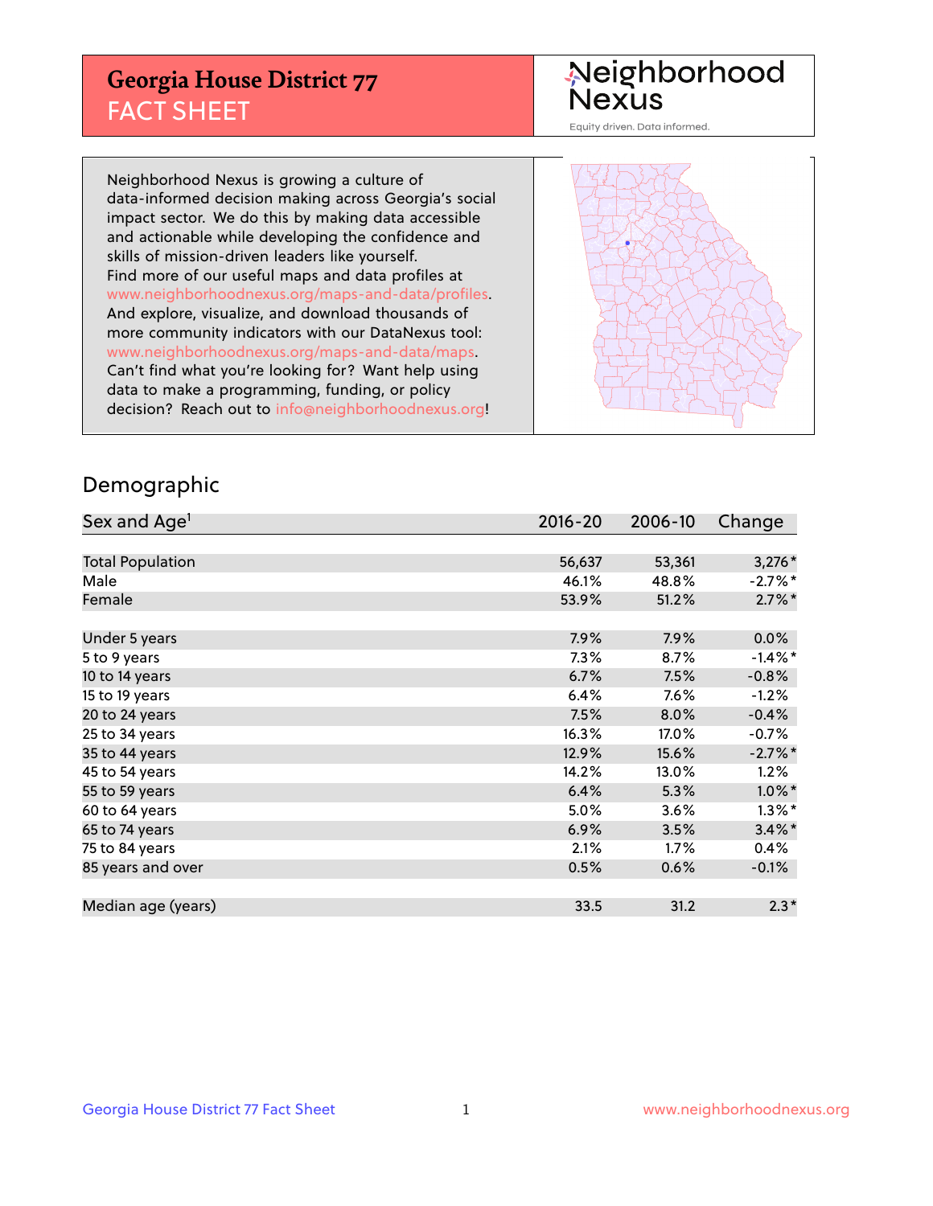# Georgia House District 77
## FACT SHEET

Neighborhood Nexus

Equity driven. Data informed.

Neighborhood Nexus is growing a culture of data-informed decision making across Georgia's social impact sector. We do this by making data accessible and actionable while developing the confidence and skills of mission-driven leaders like yourself. Find more of our useful maps and data profiles at www.neighborhoodnexus.org/maps-and-data/profiles. And explore, visualize, and download thousands of more community indicators with our DataNexus tool: www.neighborhoodnexus.org/maps-and-data/maps. Can't find what you're looking for? Want help using data to make a programming, funding, or policy decision? Reach out to info@neighborhoodnexus.org!

## Demographic

| Sex and Age[1] | 2016-20 | 2006-10 | Change |
|---|---|---|---|
| Total Population | 56,637 | 53,361 | 3,276* |
| Male | 46.1% | 48.8% | -2.7%* |
| Female | 53.9% | 51.2% | 2.7%* |
| | | | |
| Under 5 years | 7.9% | 7.9% | 0.0% |
| 5 to 9 years | 7.3% | 8.7% | -1.4%* |
| 10 to 14 years | 6.7% | 7.5% | -0.8% |
| 15 to 19 years | 6.4% | 7.6% | -1.2% |
| 20 to 24 years | 7.5% | 8.0% | -0.4% |
| 25 to 34 years | 16.3% | 17.0% | -0.7% |
| 35 to 44 years | 12.9% | 15.6% | -2.7%* |
| 45 to 54 years | 14.2% | 13.0% | 1.2% |
| 55 to 59 years | 6.4% | 5.3% | 1.0%* |
| 60 to 64 years | 5.0% | 3.6% | 1.3%* |
| 65 to 74 years | 6.9% | 3.5% | 3.4%* |
| 75 to 84 years | 2.1% | 1.7% | 0.4% |
| 85 years and over | 0.5% | 0.6% | -0.1% |
| | | | |
| Median age (years) | 33.5 | 31.2 | 2.3* |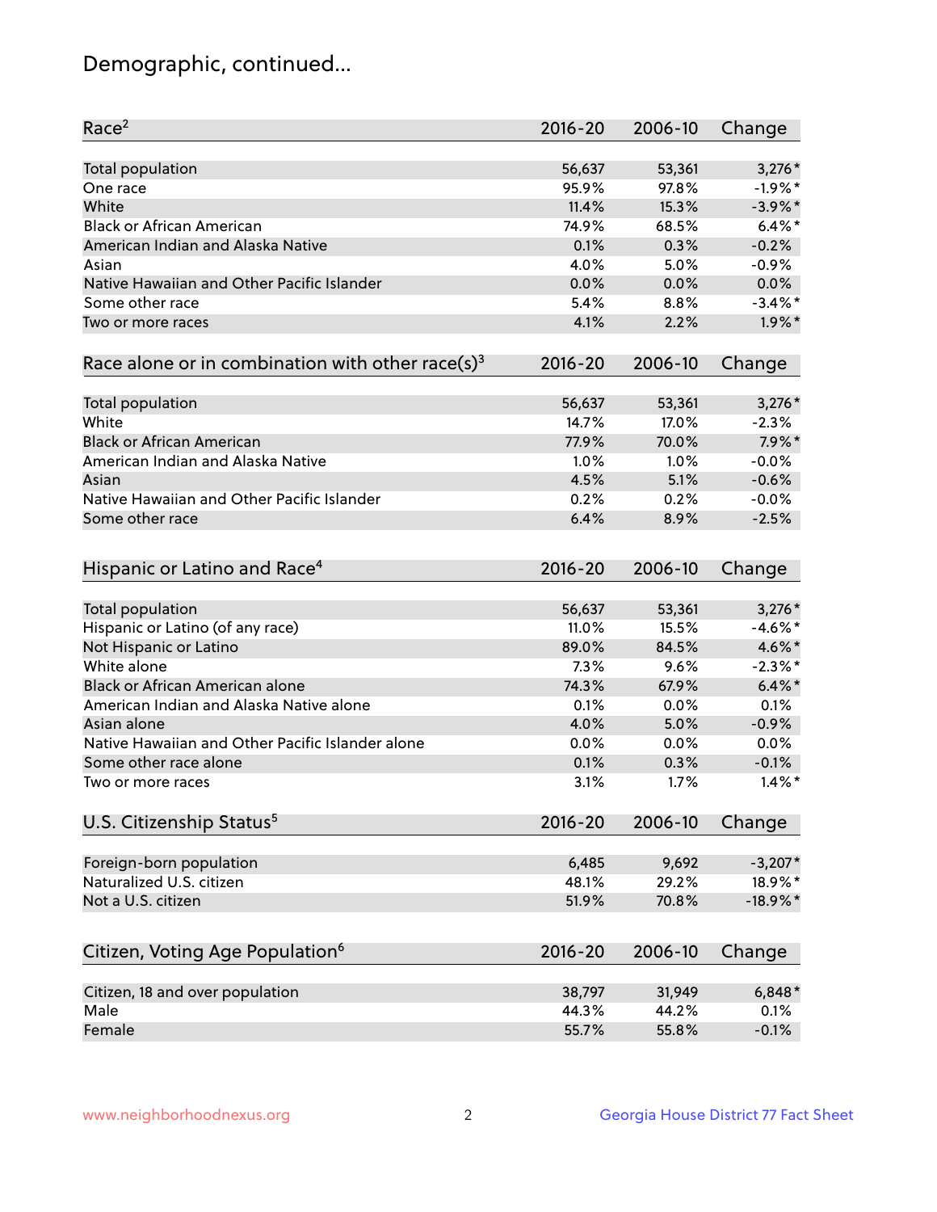# Demographic, continued...

| Race[2] | 2016-20 | 2006-10 | Change |
|---|---|---|---|
| Total population | 56,637 | 53,361 | 3,276* |
| One race | 95.9% | 97.8% | -1.9%* |
| White | 11.4% | 15.3% | -3.9%* |
| Black or African American | 74.9% | 68.5% | 6.4%* |
| American Indian and Alaska Native | 0.1% | 0.3% | -0.2% |
| Asian | 4.0% | 5.0% | -0.9% |
| Native Hawaiian and Other Pacific Islander | 0.0% | 0.0% | 0.0% |
| Some other race | 5.4% | 8.8% | -3.4%* |
| Two or more races | 4.1% | 2.2% | 1.9%* |

| Race alone or in combination with other race(s)[3] | 2016-20 | 2006-10 | Change |
|---|---|---|---|
| Total population | 56,637 | 53,361 | 3,276* |
| White | 14.7% | 17.0% | -2.3% |
| Black or African American | 77.9% | 70.0% | 7.9%* |
| American Indian and Alaska Native | 1.0% | 1.0% | -0.0% |
| Asian | 4.5% | 5.1% | -0.6% |
| Native Hawaiian and Other Pacific Islander | 0.2% | 0.2% | -0.0% |
| Some other race | 6.4% | 8.9% | -2.5% |

| Hispanic or Latino and Race[4] | 2016-20 | 2006-10 | Change |
|---|---|---|---|
| Total population | 56,637 | 53,361 | 3,276* |
| Hispanic or Latino (of any race) | 11.0% | 15.5% | -4.6%* |
| Not Hispanic or Latino | 89.0% | 84.5% | 4.6%* |
| White alone | 7.3% | 9.6% | -2.3%* |
| Black or African American alone | 74.3% | 67.9% | 6.4%* |
| American Indian and Alaska Native alone | 0.1% | 0.0% | 0.1% |
| Asian alone | 4.0% | 5.0% | -0.9% |
| Native Hawaiian and Other Pacific Islander alone | 0.0% | 0.0% | 0.0% |
| Some other race alone | 0.1% | 0.3% | -0.1% |
| Two or more races | 3.1% | 1.7% | 1.4%* |

| U.S. Citizenship Status[5] | 2016-20 | 2006-10 | Change |
|---|---|---|---|
| Foreign-born population | 6,485 | 9,692 | -3,207* |
| Naturalized U.S. citizen | 48.1% | 29.2% | 18.9%* |
| Not a U.S. citizen | 51.9% | 70.8% | -18.9%* |

| Citizen, Voting Age Population[6] | 2016-20 | 2006-10 | Change |
|---|---|---|---|
| Citizen, 18 and over population | 38,797 | 31,949 | 6,848* |
| Male | 44.3% | 44.2% | 0.1% |
| Female | 55.7% | 55.8% | -0.1% |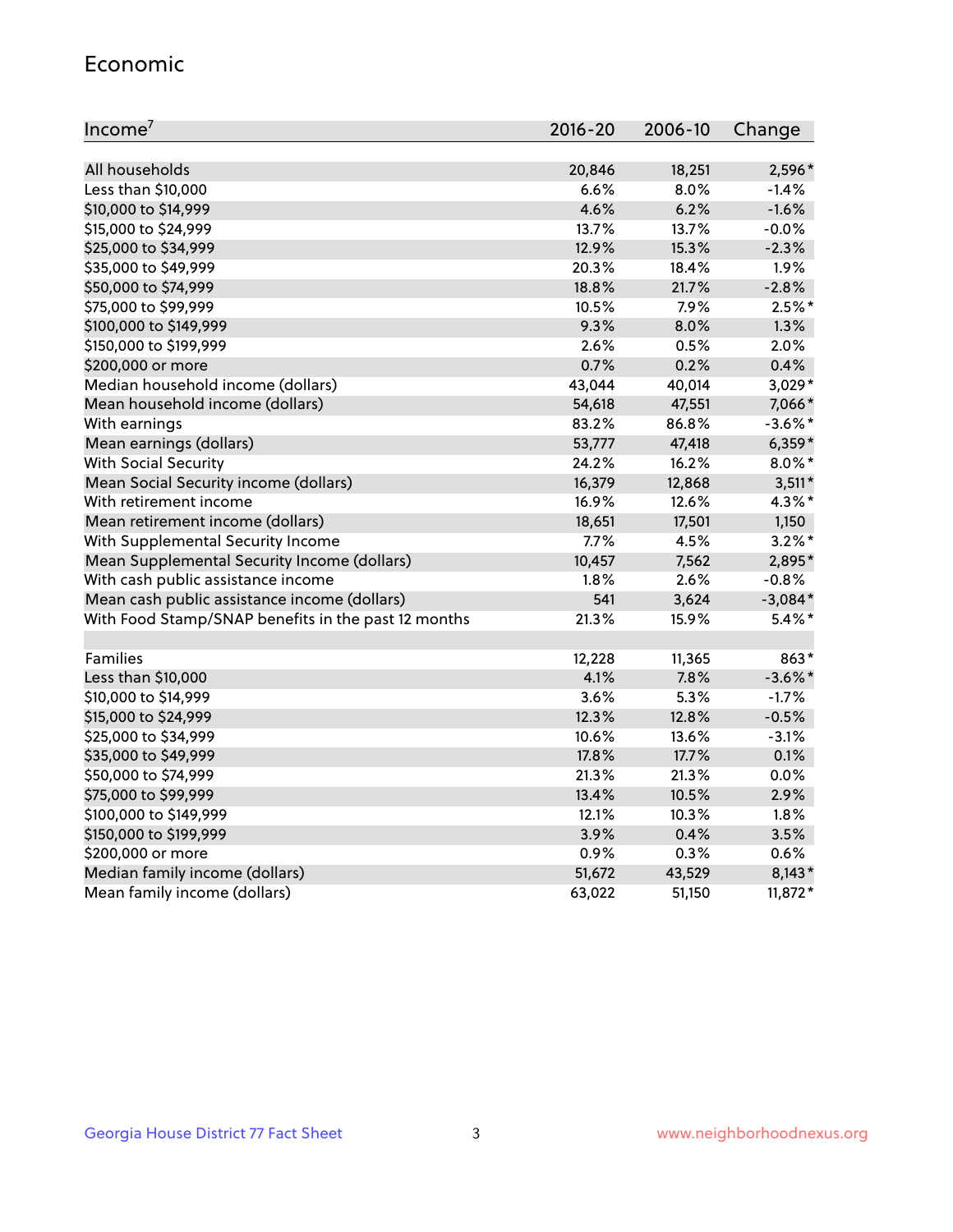## Economic

| Income[7] | 2016-20 | 2006-10 | Change |
|---|---|---|---|
| All households | 20,846 | 18,251 | 2,596* |
| Less than $10,000 | 6.6% | 8.0% | -1.4% |
| $10,000 to $14,999 | 4.6% | 6.2% | -1.6% |
| $15,000 to $24,999 | 13.7% | 13.7% | -0.0% |
| $25,000 to $34,999 | 12.9% | 15.3% | -2.3% |
| $35,000 to $49,999 | 20.3% | 18.4% | 1.9% |
| $50,000 to $74,999 | 18.8% | 21.7% | -2.8% |
| $75,000 to $99,999 | 10.5% | 7.9% | 2.5%* |
| $100,000 to $149,999 | 9.3% | 8.0% | 1.3% |
| $150,000 to $199,999 | 2.6% | 0.5% | 2.0% |
| $200,000 or more | 0.7% | 0.2% | 0.4% |
| Median household income (dollars) | 43,044 | 40,014 | 3,029* |
| Mean household income (dollars) | 54,618 | 47,551 | 7,066* |
| With earnings | 83.2% | 86.8% | -3.6%* |
| Mean earnings (dollars) | 53,777 | 47,418 | 6,359* |
| With Social Security | 24.2% | 16.2% | 8.0%* |
| Mean Social Security income (dollars) | 16,379 | 12,868 | 3,511* |
| With retirement income | 16.9% | 12.6% | 4.3%* |
| Mean retirement income (dollars) | 18,651 | 17,501 | 1,150 |
| With Supplemental Security Income | 7.7% | 4.5% | 3.2%* |
| Mean Supplemental Security Income (dollars) | 10,457 | 7,562 | 2,895* |
| With cash public assistance income | 1.8% | 2.6% | -0.8% |
| Mean cash public assistance income (dollars) | 541 | 3,624 | -3,084* |
| With Food Stamp/SNAP benefits in the past 12 months | 21.3% | 15.9% | 5.4%* |
| | | | |
| Families | 12,228 | 11,365 | 863* |
| Less than $10,000 | 4.1% | 7.8% | -3.6%* |
| $10,000 to $14,999 | 3.6% | 5.3% | -1.7% |
| $15,000 to $24,999 | 12.3% | 12.8% | -0.5% |
| $25,000 to $34,999 | 10.6% | 13.6% | -3.1% |
| $35,000 to $49,999 | 17.8% | 17.7% | 0.1% |
| $50,000 to $74,999 | 21.3% | 21.3% | 0.0% |
| $75,000 to $99,999 | 13.4% | 10.5% | 2.9% |
| $100,000 to $149,999 | 12.1% | 10.3% | 1.8% |
| $150,000 to $199,999 | 3.9% | 0.4% | 3.5% |
| $200,000 or more | 0.9% | 0.3% | 0.6% |
| Median family income (dollars) | 51,672 | 43,529 | 8,143* |
| Mean family income (dollars) | 63,022 | 51,150 | 11,872* |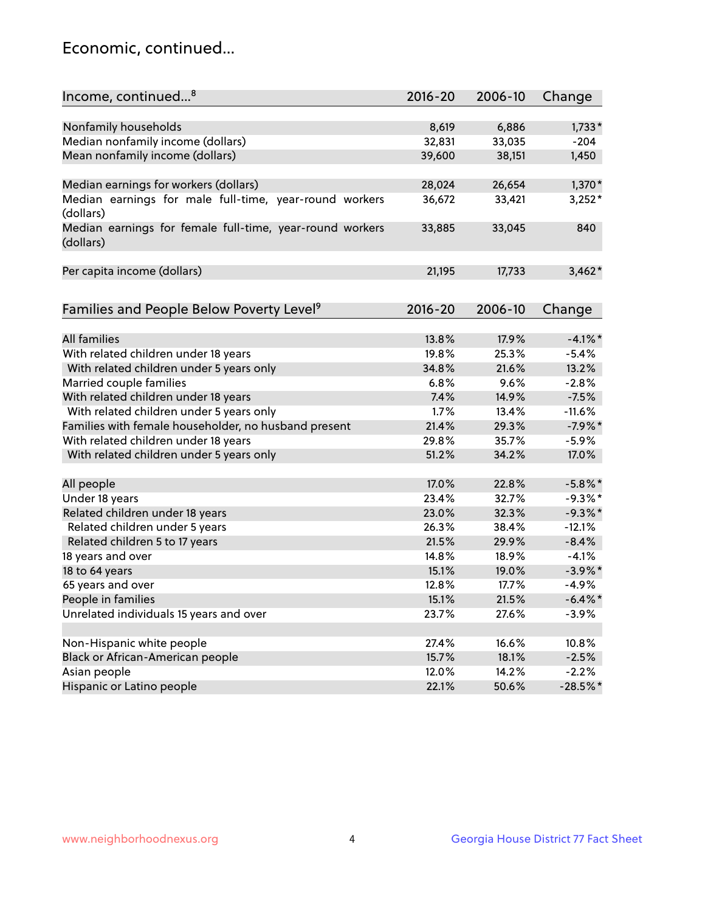## Economic, continued...

| Income, continued...[8] | 2016-20 | 2006-10 | Change |
|---|---|---|---|
| Nonfamily households | 8,619 | 6,886 | 1,733* |
| Median nonfamily income (dollars) | 32,831 | 33,035 | -204 |
| Mean nonfamily income (dollars) | 39,600 | 38,151 | 1,450 |
| Median earnings for workers (dollars) | 28,024 | 26,654 | 1,370* |
| Median earnings for male full-time, year-round workers (dollars) | 36,672 | 33,421 | 3,252* |
| Median earnings for female full-time, year-round workers (dollars) | 33,885 | 33,045 | 840 |
| Per capita income (dollars) | 21,195 | 17,733 | 3,462* |

| Families and People Below Poverty Level[9] | 2016-20 | 2006-10 | Change |
|---|---|---|---|
| All families | 13.8% | 17.9% | -4.1%* |
| With related children under 18 years | 19.8% | 25.3% | -5.4% |
| With related children under 5 years only | 34.8% | 21.6% | 13.2% |
| Married couple families | 6.8% | 9.6% | -2.8% |
| With related children under 18 years | 7.4% | 14.9% | -7.5% |
| With related children under 5 years only | 1.7% | 13.4% | -11.6% |
| Families with female householder, no husband present | 21.4% | 29.3% | -7.9%* |
| With related children under 18 years | 29.8% | 35.7% | -5.9% |
| With related children under 5 years only | 51.2% | 34.2% | 17.0% |
| All people | 17.0% | 22.8% | -5.8%* |
| Under 18 years | 23.4% | 32.7% | -9.3%* |
| Related children under 18 years | 23.0% | 32.3% | -9.3%* |
| Related children under 5 years | 26.3% | 38.4% | -12.1% |
| Related children 5 to 17 years | 21.5% | 29.9% | -8.4% |
| 18 years and over | 14.8% | 18.9% | -4.1% |
| 18 to 64 years | 15.1% | 19.0% | -3.9%* |
| 65 years and over | 12.8% | 17.7% | -4.9% |
| People in families | 15.1% | 21.5% | -6.4%* |
| Unrelated individuals 15 years and over | 23.7% | 27.6% | -3.9% |
| Non-Hispanic white people | 27.4% | 16.6% | 10.8% |
| Black or African-American people | 15.7% | 18.1% | -2.5% |
| Asian people | 12.0% | 14.2% | -2.2% |
| Hispanic or Latino people | 22.1% | 50.6% | -28.5%* |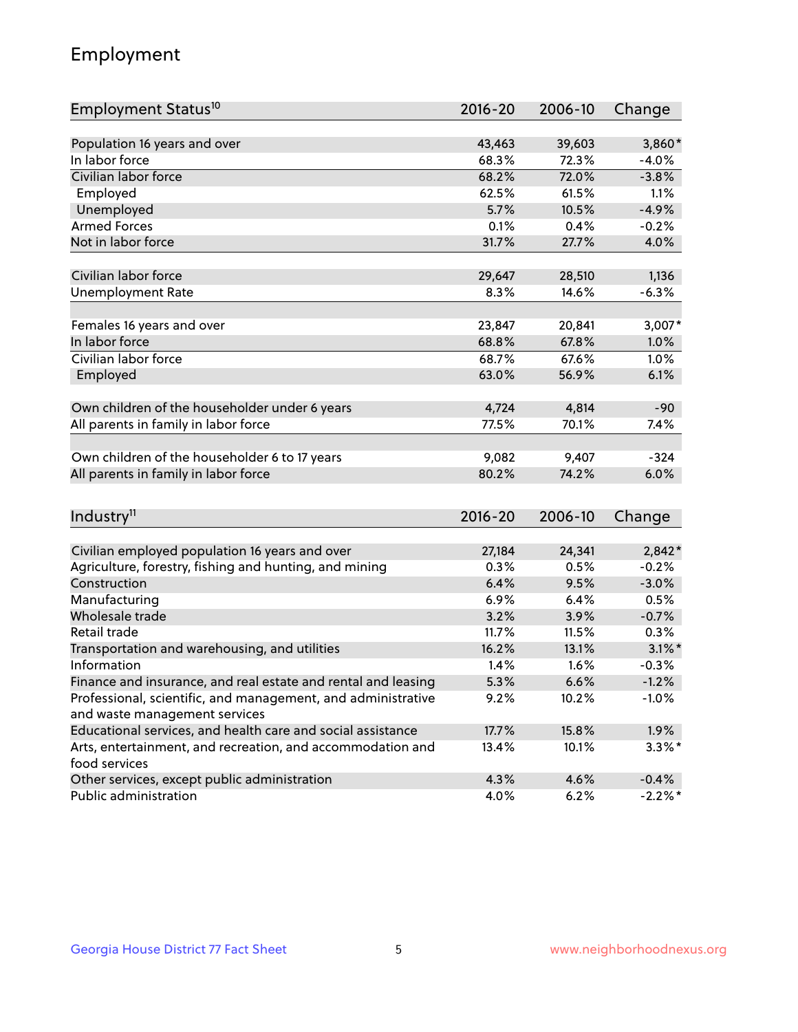# Employment

| Employment Status[10] | 2016-20 | 2006-10 | Change |
|---|---|---|---|
| Population 16 years and over | 43,463 | 39,603 | 3,860* |
| In labor force | 68.3% | 72.3% | -4.0% |
| Civilian labor force | 68.2% | 72.0% | -3.8% |
| Employed | 62.5% | 61.5% | 1.1% |
| Unemployed | 5.7% | 10.5% | -4.9% |
| Armed Forces | 0.1% | 0.4% | -0.2% |
| Not in labor force | 31.7% | 27.7% | 4.0% |
| | | | |
| Civilian labor force | 29,647 | 28,510 | 1,136 |
| Unemployment Rate | 8.3% | 14.6% | -6.3% |
| | | | |
| Females 16 years and over | 23,847 | 20,841 | 3,007* |
| In labor force | 68.8% | 67.8% | 1.0% |
| Civilian labor force | 68.7% | 67.6% | 1.0% |
| Employed | 63.0% | 56.9% | 6.1% |
| | | | |
| Own children of the householder under 6 years | 4,724 | 4,814 | -90 |
| All parents in family in labor force | 77.5% | 70.1% | 7.4% |
| | | | |
| Own children of the householder 6 to 17 years | 9,082 | 9,407 | -324 |
| All parents in family in labor force | 80.2% | 74.2% | 6.0% |

| Industry[11] | 2016-20 | 2006-10 | Change |
|---|---|---|---|
| Civilian employed population 16 years and over | 27,184 | 24,341 | 2,842* |
| Agriculture, forestry, fishing and hunting, and mining | 0.3% | 0.5% | -0.2% |
| Construction | 6.4% | 9.5% | -3.0% |
| Manufacturing | 6.9% | 6.4% | 0.5% |
| Wholesale trade | 3.2% | 3.9% | -0.7% |
| Retail trade | 11.7% | 11.5% | 0.3% |
| Transportation and warehousing, and utilities | 16.2% | 13.1% | 3.1%* |
| Information | 1.4% | 1.6% | -0.3% |
| Finance and insurance, and real estate and rental and leasing | 5.3% | 6.6% | -1.2% |
| Professional, scientific, and management, and administrative and waste management services | 9.2% | 10.2% | -1.0% |
| Educational services, and health care and social assistance | 17.7% | 15.8% | 1.9% |
| Arts, entertainment, and recreation, and accommodation and food services | 13.4% | 10.1% | 3.3%* |
| Other services, except public administration | 4.3% | 4.6% | -0.4% |
| Public administration | 4.0% | 6.2% | -2.2%* |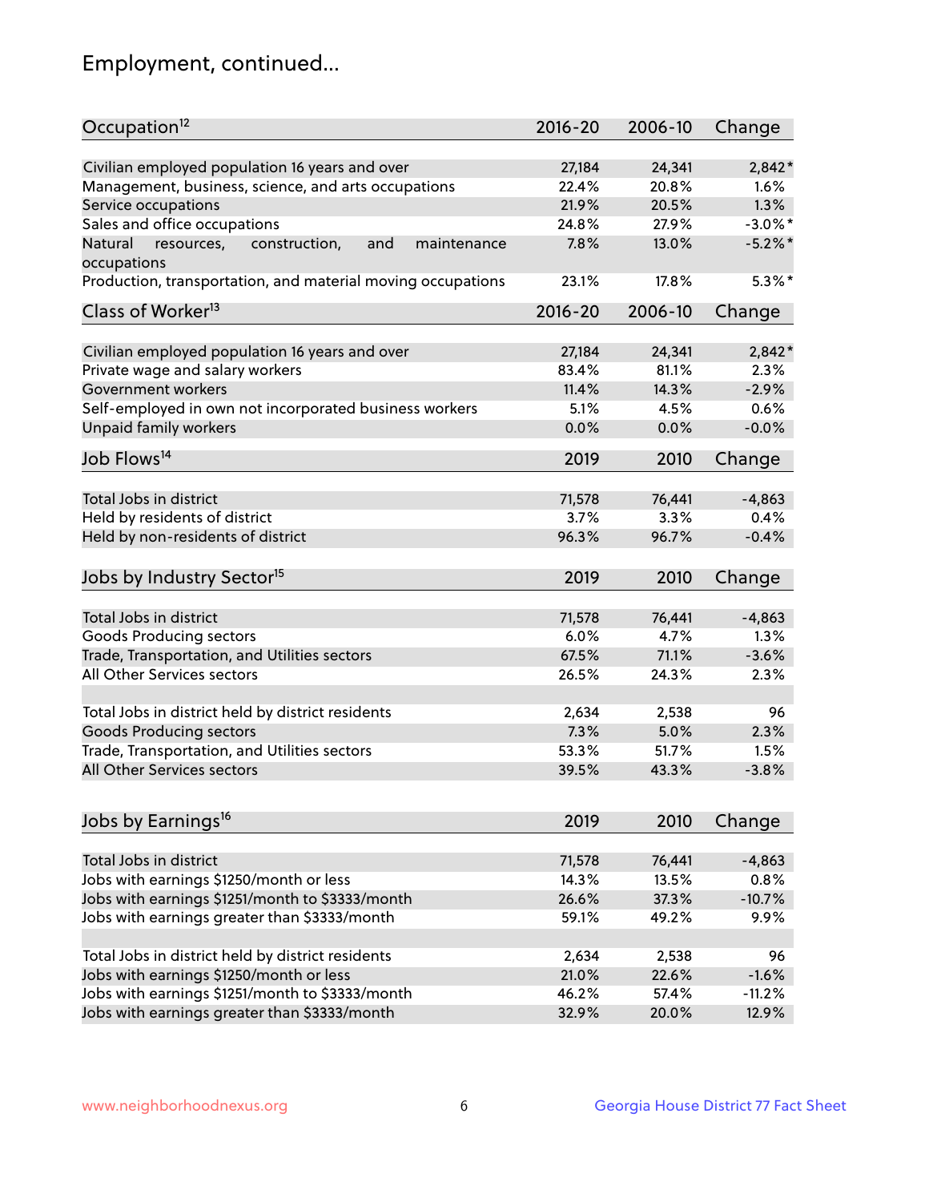## Employment, continued...

| Occupation[12] | 2016-20 | 2006-10 | Change |
|---|---|---|---|
| Civilian employed population 16 years and over | 27,184 | 24,341 | 2,842* |
| Management, business, science, and arts occupations | 22.4% | 20.8% | 1.6% |
| Service occupations | 21.9% | 20.5% | 1.3% |
| Sales and office occupations | 24.8% | 27.9% | -3.0%* |
| Natural resources, construction, and maintenance occupations | 7.8% | 13.0% | -5.2%* |
| Production, transportation, and material moving occupations | 23.1% | 17.8% | 5.3%* |

| Class of Worker[13] | 2016-20 | 2006-10 | Change |
|---|---|---|---|
| Civilian employed population 16 years and over | 27,184 | 24,341 | 2,842* |
| Private wage and salary workers | 83.4% | 81.1% | 2.3% |
| Government workers | 11.4% | 14.3% | -2.9% |
| Self-employed in own not incorporated business workers | 5.1% | 4.5% | 0.6% |
| Unpaid family workers | 0.0% | 0.0% | -0.0% |

| Job Flows[14] | 2019 | 2010 | Change |
|---|---|---|---|
| Total Jobs in district | 71,578 | 76,441 | -4,863 |
| Held by residents of district | 3.7% | 3.3% | 0.4% |
| Held by non-residents of district | 96.3% | 96.7% | -0.4% |

| Jobs by Industry Sector[15] | 2019 | 2010 | Change |
|---|---|---|---|
| Total Jobs in district | 71,578 | 76,441 | -4,863 |
| Goods Producing sectors | 6.0% | 4.7% | 1.3% |
| Trade, Transportation, and Utilities sectors | 67.5% | 71.1% | -3.6% |
| All Other Services sectors | 26.5% | 24.3% | 2.3% |
| | | | |
| Total Jobs in district held by district residents | 2,634 | 2,538 | 96 |
| Goods Producing sectors | 7.3% | 5.0% | 2.3% |
| Trade, Transportation, and Utilities sectors | 53.3% | 51.7% | 1.5% |
| All Other Services sectors | 39.5% | 43.3% | -3.8% |

| Jobs by Earnings[16] | 2019 | 2010 | Change |
|---|---|---|---|
| Total Jobs in district | 71,578 | 76,441 | -4,863 |
| Jobs with earnings $1250/month or less | 14.3% | 13.5% | 0.8% |
| Jobs with earnings $1251/month to $3333/month | 26.6% | 37.3% | -10.7% |
| Jobs with earnings greater than $3333/month | 59.1% | 49.2% | 9.9% |
| | | | |
| Total Jobs in district held by district residents | 2,634 | 2,538 | 96 |
| Jobs with earnings $1250/month or less | 21.0% | 22.6% | -1.6% |
| Jobs with earnings $1251/month to $3333/month | 46.2% | 57.4% | -11.2% |
| Jobs with earnings greater than $3333/month | 32.9% | 20.0% | 12.9% |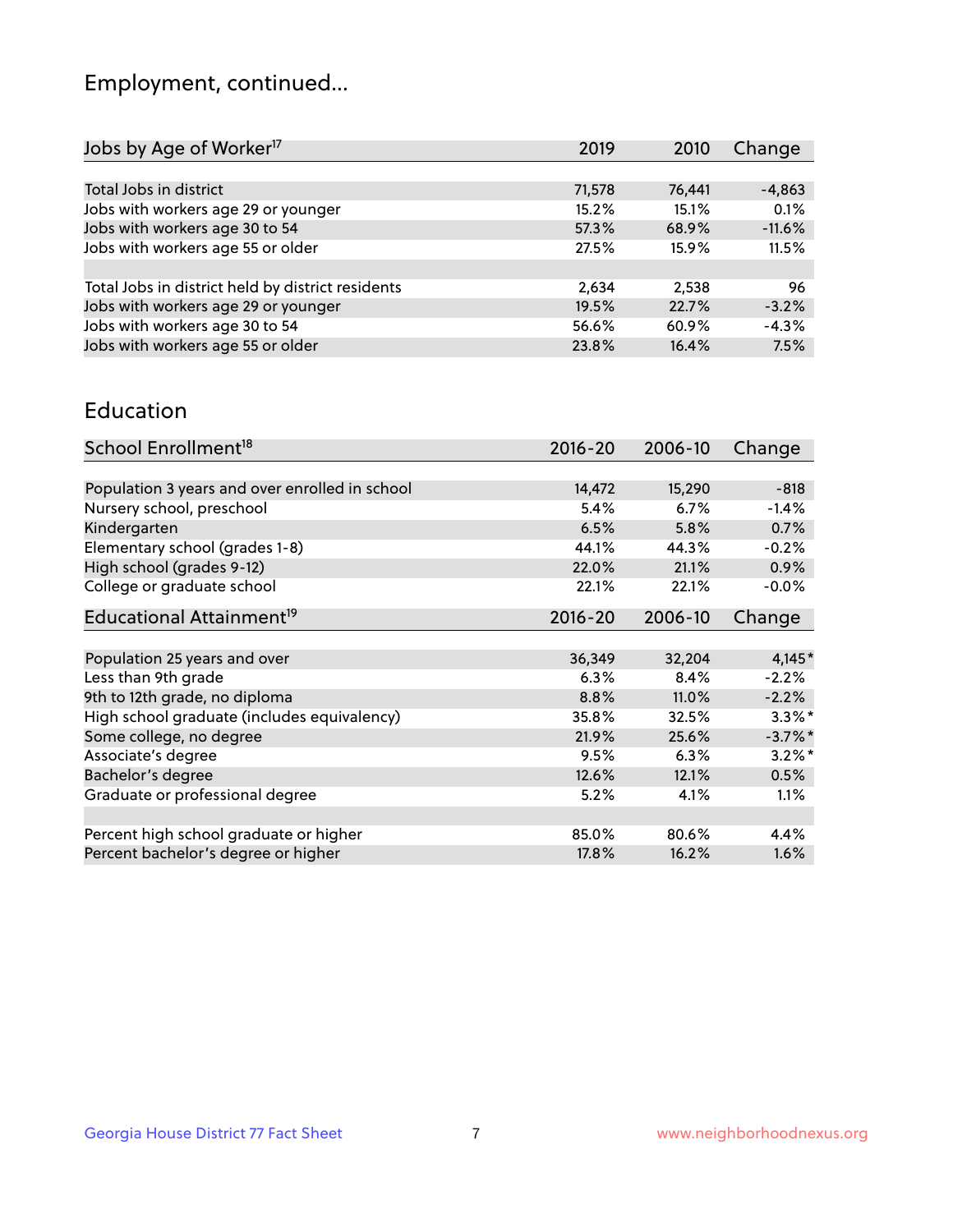## Employment, continued...

| Jobs by Age of Worker[17] | 2019 | 2010 | Change |
|---|---|---|---|
| Total Jobs in district | 71,578 | 76,441 | -4,863 |
| Jobs with workers age 29 or younger | 15.2% | 15.1% | 0.1% |
| Jobs with workers age 30 to 54 | 57.3% | 68.9% | -11.6% |
| Jobs with workers age 55 or older | 27.5% | 15.9% | 11.5% |
| | | | |
| Total Jobs in district held by district residents | 2,634 | 2,538 | 96 |
| Jobs with workers age 29 or younger | 19.5% | 22.7% | -3.2% |
| Jobs with workers age 30 to 54 | 56.6% | 60.9% | -4.3% |
| Jobs with workers age 55 or older | 23.8% | 16.4% | 7.5% |

## Education

| School Enrollment[18] | 2016-20 | 2006-10 | Change |
|---|---|---|---|
| Population 3 years and over enrolled in school | 14,472 | 15,290 | -818 |
| Nursery school, preschool | 5.4% | 6.7% | -1.4% |
| Kindergarten | 6.5% | 5.8% | 0.7% |
| Elementary school (grades 1-8) | 44.1% | 44.3% | -0.2% |
| High school (grades 9-12) | 22.0% | 21.1% | 0.9% |
| College or graduate school | 22.1% | 22.1% | -0.0% |

| Educational Attainment[19] | 2016-20 | 2006-10 | Change |
|---|---|---|---|
| Population 25 years and over | 36,349 | 32,204 | 4,145* |
| Less than 9th grade | 6.3% | 8.4% | -2.2% |
| 9th to 12th grade, no diploma | 8.8% | 11.0% | -2.2% |
| High school graduate (includes equivalency) | 35.8% | 32.5% | 3.3%* |
| Some college, no degree | 21.9% | 25.6% | -3.7%* |
| Associate's degree | 9.5% | 6.3% | 3.2%* |
| Bachelor's degree | 12.6% | 12.1% | 0.5% |
| Graduate or professional degree | 5.2% | 4.1% | 1.1% |
| | | | |
| Percent high school graduate or higher | 85.0% | 80.6% | 4.4% |
| Percent bachelor's degree or higher | 17.8% | 16.2% | 1.6% |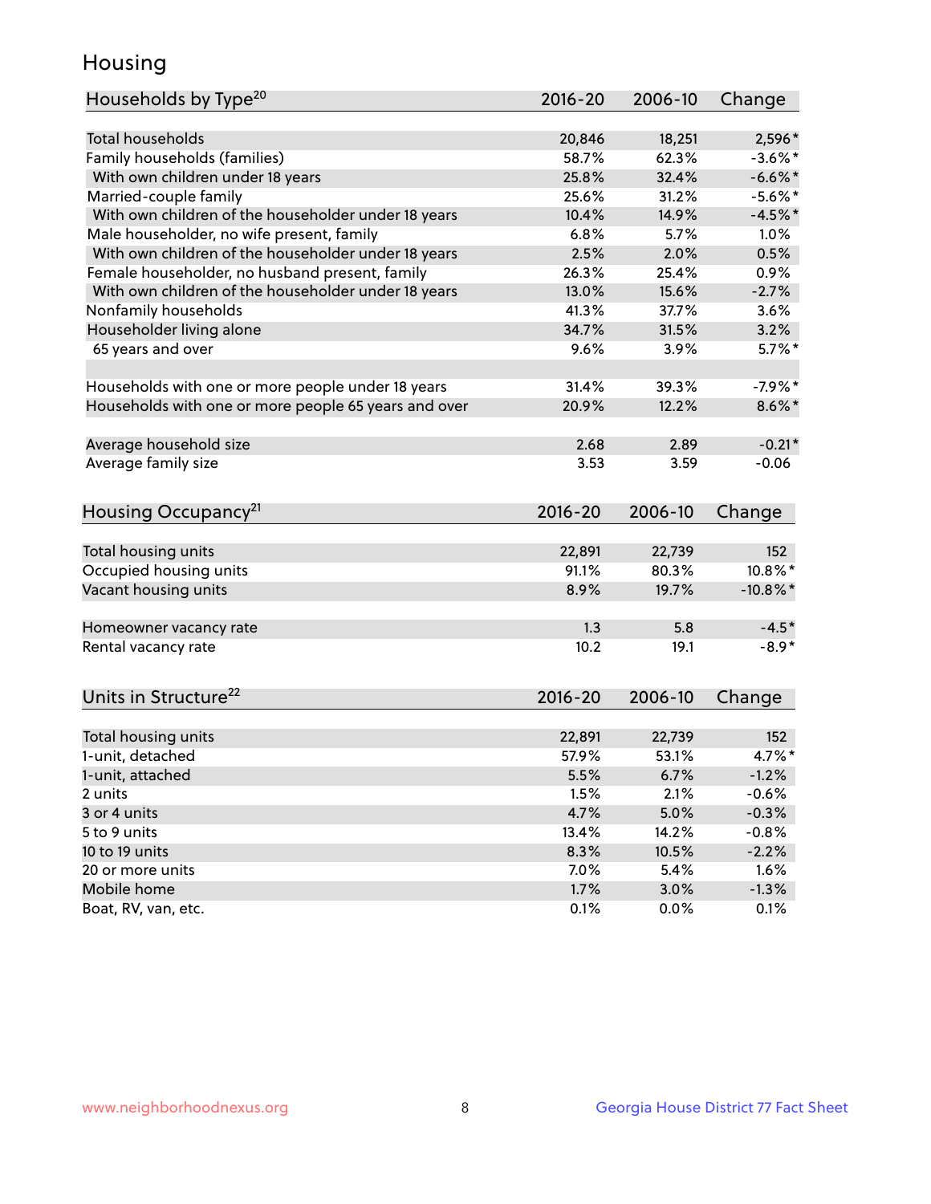# Housing

| Households by Type[20] | 2016-20 | 2006-10 | Change |
|---|---|---|---|
| Total households | 20,846 | 18,251 | 2,596* |
| Family households (families) | 58.7% | 62.3% | -3.6%* |
| With own children under 18 years | 25.8% | 32.4% | -6.6%* |
| Married-couple family | 25.6% | 31.2% | -5.6%* |
| With own children of the householder under 18 years | 10.4% | 14.9% | -4.5%* |
| Male householder, no wife present, family | 6.8% | 5.7% | 1.0% |
| With own children of the householder under 18 years | 2.5% | 2.0% | 0.5% |
| Female householder, no husband present, family | 26.3% | 25.4% | 0.9% |
| With own children of the householder under 18 years | 13.0% | 15.6% | -2.7% |
| Nonfamily households | 41.3% | 37.7% | 3.6% |
| Householder living alone | 34.7% | 31.5% | 3.2% |
| 65 years and over | 9.6% | 3.9% | 5.7%* |
| Households with one or more people under 18 years | 31.4% | 39.3% | -7.9%* |
| Households with one or more people 65 years and over | 20.9% | 12.2% | 8.6%* |
| Average household size | 2.68 | 2.89 | -0.21* |
| Average family size | 3.53 | 3.59 | -0.06 |

| Housing Occupancy[21] | 2016-20 | 2006-10 | Change |
|---|---|---|---|
| Total housing units | 22,891 | 22,739 | 152 |
| Occupied housing units | 91.1% | 80.3% | 10.8%* |
| Vacant housing units | 8.9% | 19.7% | -10.8%* |
| Homeowner vacancy rate | 1.3 | 5.8 | -4.5* |
| Rental vacancy rate | 10.2 | 19.1 | -8.9* |

| Units in Structure[22] | 2016-20 | 2006-10 | Change |
|---|---|---|---|
| Total housing units | 22,891 | 22,739 | 152 |
| 1-unit, detached | 57.9% | 53.1% | 4.7%* |
| 1-unit, attached | 5.5% | 6.7% | -1.2% |
| 2 units | 1.5% | 2.1% | -0.6% |
| 3 or 4 units | 4.7% | 5.0% | -0.3% |
| 5 to 9 units | 13.4% | 14.2% | -0.8% |
| 10 to 19 units | 8.3% | 10.5% | -2.2% |
| 20 or more units | 7.0% | 5.4% | 1.6% |
| Mobile home | 1.7% | 3.0% | -1.3% |
| Boat, RV, van, etc. | 0.1% | 0.0% | 0.1% |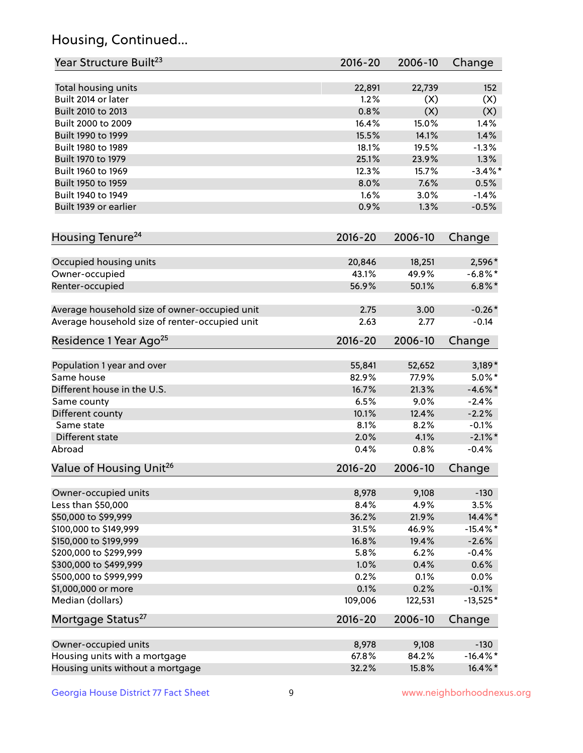## Housing, Continued...

| Year Structure Built[23] | 2016-20 | 2006-10 | Change |
|---|---|---|---|
| Total housing units | 22,891 | 22,739 | 152 |
| Built 2014 or later | 1.2% | (X) | (X) |
| Built 2010 to 2013 | 0.8% | (X) | (X) |
| Built 2000 to 2009 | 16.4% | 15.0% | 1.4% |
| Built 1990 to 1999 | 15.5% | 14.1% | 1.4% |
| Built 1980 to 1989 | 18.1% | 19.5% | -1.3% |
| Built 1970 to 1979 | 25.1% | 23.9% | 1.3% |
| Built 1960 to 1969 | 12.3% | 15.7% | -3.4%* |
| Built 1950 to 1959 | 8.0% | 7.6% | 0.5% |
| Built 1940 to 1949 | 1.6% | 3.0% | -1.4% |
| Built 1939 or earlier | 0.9% | 1.3% | -0.5% |

| Housing Tenure[24] | 2016-20 | 2006-10 | Change |
|---|---|---|---|
| Occupied housing units | 20,846 | 18,251 | 2,596* |
| Owner-occupied | 43.1% | 49.9% | -6.8%* |
| Renter-occupied | 56.9% | 50.1% | 6.8%* |
| Average household size of owner-occupied unit | 2.75 | 3.00 | -0.26* |
| Average household size of renter-occupied unit | 2.63 | 2.77 | -0.14 |

| Residence 1 Year Ago[25] | 2016-20 | 2006-10 | Change |
|---|---|---|---|
| Population 1 year and over | 55,841 | 52,652 | 3,189* |
| Same house | 82.9% | 77.9% | 5.0%* |
| Different house in the U.S. | 16.7% | 21.3% | -4.6%* |
| Same county | 6.5% | 9.0% | -2.4% |
| Different county | 10.1% | 12.4% | -2.2% |
| Same state | 8.1% | 8.2% | -0.1% |
| Different state | 2.0% | 4.1% | -2.1%* |
| Abroad | 0.4% | 0.8% | -0.4% |

| Value of Housing Unit[26] | 2016-20 | 2006-10 | Change |
|---|---|---|---|
| Owner-occupied units | 8,978 | 9,108 | -130 |
| Less than $50,000 | 8.4% | 4.9% | 3.5% |
| $50,000 to $99,999 | 36.2% | 21.9% | 14.4%* |
| $100,000 to $149,999 | 31.5% | 46.9% | -15.4%* |
| $150,000 to $199,999 | 16.8% | 19.4% | -2.6% |
| $200,000 to $299,999 | 5.8% | 6.2% | -0.4% |
| $300,000 to $499,999 | 1.0% | 0.4% | 0.6% |
| $500,000 to $999,999 | 0.2% | 0.1% | 0.0% |
| $1,000,000 or more | 0.1% | 0.2% | -0.1% |
| Median (dollars) | 109,006 | 122,531 | -13,525* |

| Mortgage Status[27] | 2016-20 | 2006-10 | Change |
|---|---|---|---|
| Owner-occupied units | 8,978 | 9,108 | -130 |
| Housing units with a mortgage | 67.8% | 84.2% | -16.4%* |
| Housing units without a mortgage | 32.2% | 15.8% | 16.4%* |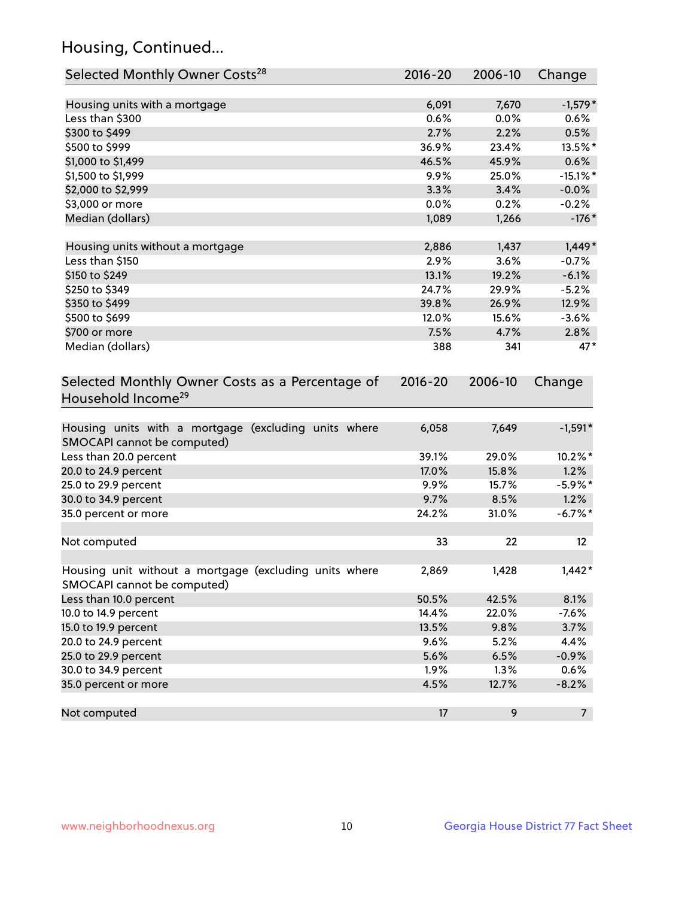## Housing, Continued...

| Selected Monthly Owner Costs[28] | 2016-20 | 2006-10 | Change |
|---|---|---|---|
| Housing units with a mortgage | 6,091 | 7,670 | -1,579* |
| Less than $300 | 0.6% | 0.0% | 0.6% |
| $300 to $499 | 2.7% | 2.2% | 0.5% |
| $500 to $999 | 36.9% | 23.4% | 13.5%* |
| $1,000 to $1,499 | 46.5% | 45.9% | 0.6% |
| $1,500 to $1,999 | 9.9% | 25.0% | -15.1%* |
| $2,000 to $2,999 | 3.3% | 3.4% | -0.0% |
| $3,000 or more | 0.0% | 0.2% | -0.2% |
| Median (dollars) | 1,089 | 1,266 | -176* |
| | | | |
| Housing units without a mortgage | 2,886 | 1,437 | 1,449* |
| Less than $150 | 2.9% | 3.6% | -0.7% |
| $150 to $249 | 13.1% | 19.2% | -6.1% |
| $250 to $349 | 24.7% | 29.9% | -5.2% |
| $350 to $499 | 39.8% | 26.9% | 12.9% |
| $500 to $699 | 12.0% | 15.6% | -3.6% |
| $700 or more | 7.5% | 4.7% | 2.8% |
| Median (dollars) | 388 | 341 | 47* |

| Selected Monthly Owner Costs as a Percentage of Household Income[29] | 2016-20 | 2006-10 | Change |
|---|---|---|---|
| Housing units with a mortgage (excluding units where SMOCAPI cannot be computed) | 6,058 | 7,649 | -1,591* |
| Less than 20.0 percent | 39.1% | 29.0% | 10.2%* |
| 20.0 to 24.9 percent | 17.0% | 15.8% | 1.2% |
| 25.0 to 29.9 percent | 9.9% | 15.7% | -5.9%* |
| 30.0 to 34.9 percent | 9.7% | 8.5% | 1.2% |
| 35.0 percent or more | 24.2% | 31.0% | -6.7%* |
| | | | |
| Not computed | 33 | 22 | 12 |
| | | | |
| Housing unit without a mortgage (excluding units where SMOCAPI cannot be computed) | 2,869 | 1,428 | 1,442* |
| Less than 10.0 percent | 50.5% | 42.5% | 8.1% |
| 10.0 to 14.9 percent | 14.4% | 22.0% | -7.6% |
| 15.0 to 19.9 percent | 13.5% | 9.8% | 3.7% |
| 20.0 to 24.9 percent | 9.6% | 5.2% | 4.4% |
| 25.0 to 29.9 percent | 5.6% | 6.5% | -0.9% |
| 30.0 to 34.9 percent | 1.9% | 1.3% | 0.6% |
| 35.0 percent or more | 4.5% | 12.7% | -8.2% |
| | | | |
| Not computed | 17 | 9 | 7 |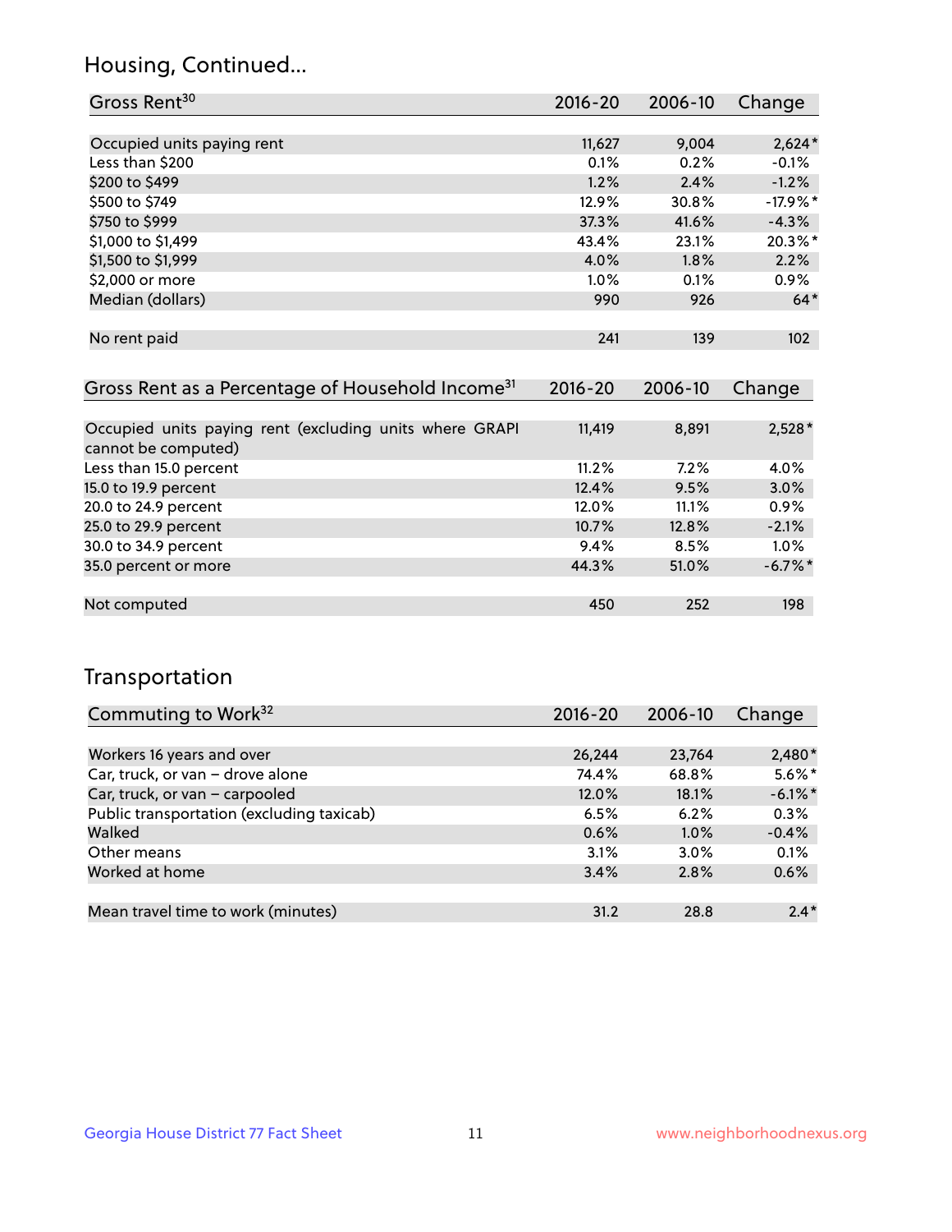## Housing, Continued...

| Gross Rent[30] | 2016-20 | 2006-10 | Change |
|---|---|---|---|
| Occupied units paying rent | 11,627 | 9,004 | 2,624* |
| Less than $200 | 0.1% | 0.2% | -0.1% |
| $200 to $499 | 1.2% | 2.4% | -1.2% |
| $500 to $749 | 12.9% | 30.8% | -17.9%* |
| $750 to $999 | 37.3% | 41.6% | -4.3% |
| $1,000 to $1,499 | 43.4% | 23.1% | 20.3%* |
| $1,500 to $1,999 | 4.0% | 1.8% | 2.2% |
| $2,000 or more | 1.0% | 0.1% | 0.9% |
| Median (dollars) | 990 | 926 | 64* |
| No rent paid | 241 | 139 | 102 |

| Gross Rent as a Percentage of Household Income[31] | 2016-20 | 2006-10 | Change |
|---|---|---|---|
| Occupied units paying rent (excluding units where GRAPI cannot be computed) | 11,419 | 8,891 | 2,528* |
| Less than 15.0 percent | 11.2% | 7.2% | 4.0% |
| 15.0 to 19.9 percent | 12.4% | 9.5% | 3.0% |
| 20.0 to 24.9 percent | 12.0% | 11.1% | 0.9% |
| 25.0 to 29.9 percent | 10.7% | 12.8% | -2.1% |
| 30.0 to 34.9 percent | 9.4% | 8.5% | 1.0% |
| 35.0 percent or more | 44.3% | 51.0% | -6.7%* |
| Not computed | 450 | 252 | 198 |

## Transportation

| Commuting to Work[32] | 2016-20 | 2006-10 | Change |
|---|---|---|---|
| Workers 16 years and over | 26,244 | 23,764 | 2,480* |
| Car, truck, or van – drove alone | 74.4% | 68.8% | 5.6%* |
| Car, truck, or van – carpooled | 12.0% | 18.1% | -6.1%* |
| Public transportation (excluding taxicab) | 6.5% | 6.2% | 0.3% |
| Walked | 0.6% | 1.0% | -0.4% |
| Other means | 3.1% | 3.0% | 0.1% |
| Worked at home | 3.4% | 2.8% | 0.6% |
| Mean travel time to work (minutes) | 31.2 | 28.8 | 2.4* |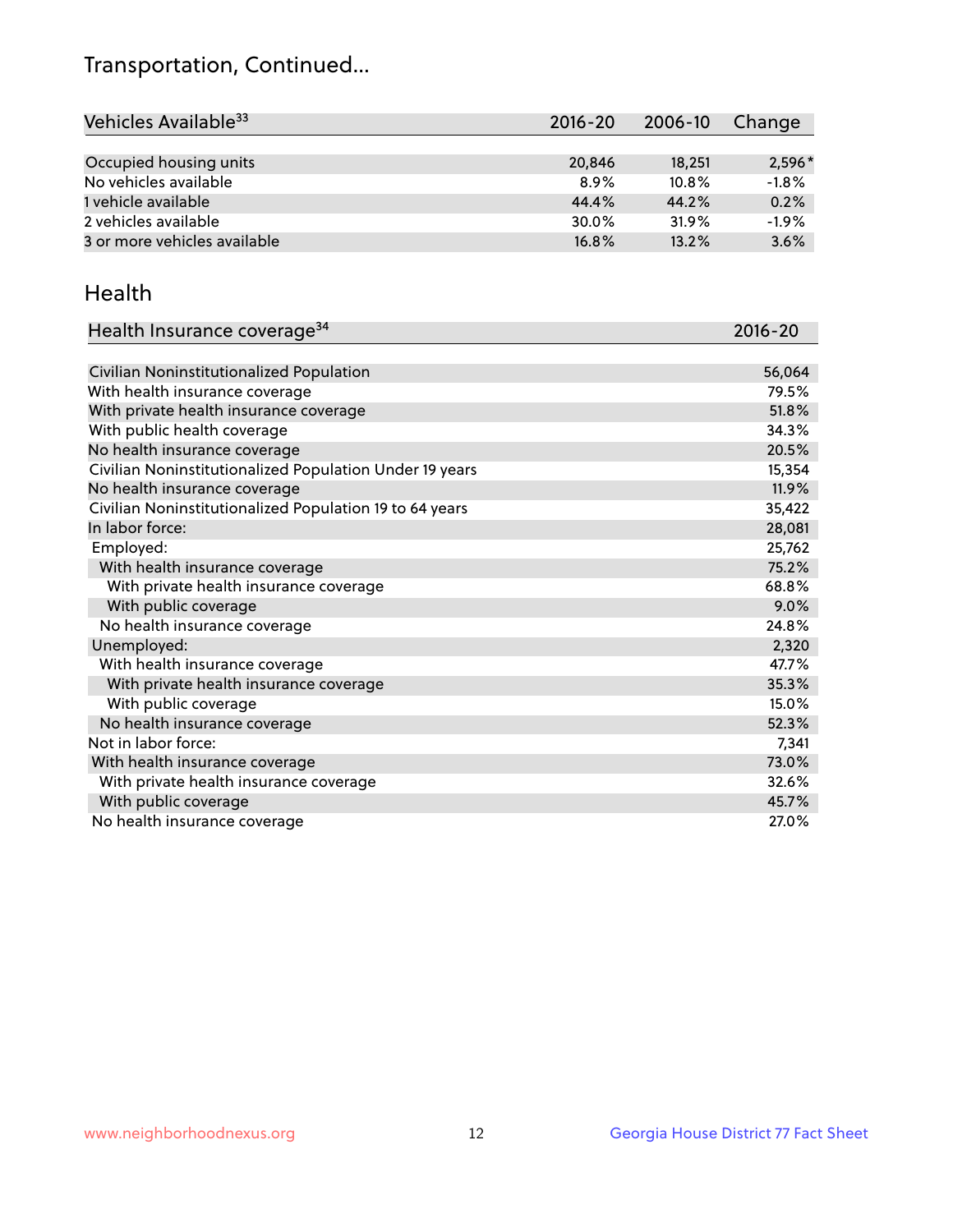# Transportation, Continued...

| Vehicles Available[33] | 2016-20 | 2006-10 | Change |
|---|---|---|---|
| Occupied housing units | 20,846 | 18,251 | 2,596* |
| No vehicles available | 8.9% | 10.8% | -1.8% |
| 1 vehicle available | 44.4% | 44.2% | 0.2% |
| 2 vehicles available | 30.0% | 31.9% | -1.9% |
| 3 or more vehicles available | 16.8% | 13.2% | 3.6% |

## Health

| Health Insurance coverage[34] | 2016-20 |
|---|---|
| Civilian Noninstitutionalized Population | 56,064 |
| With health insurance coverage | 79.5% |
| With private health insurance coverage | 51.8% |
| With public health coverage | 34.3% |
| No health insurance coverage | 20.5% |
| Civilian Noninstitutionalized Population Under 19 years | 15,354 |
| No health insurance coverage | 11.9% |
| Civilian Noninstitutionalized Population 19 to 64 years | 35,422 |
| In labor force: | 28,081 |
| Employed: | 25,762 |
| With health insurance coverage | 75.2% |
| With private health insurance coverage | 68.8% |
| With public coverage | 9.0% |
| No health insurance coverage | 24.8% |
| Unemployed: | 2,320 |
| With health insurance coverage | 47.7% |
| With private health insurance coverage | 35.3% |
| With public coverage | 15.0% |
| No health insurance coverage | 52.3% |
| Not in labor force: | 7,341 |
| With health insurance coverage | 73.0% |
| With private health insurance coverage | 32.6% |
| With public coverage | 45.7% |
| No health insurance coverage | 27.0% |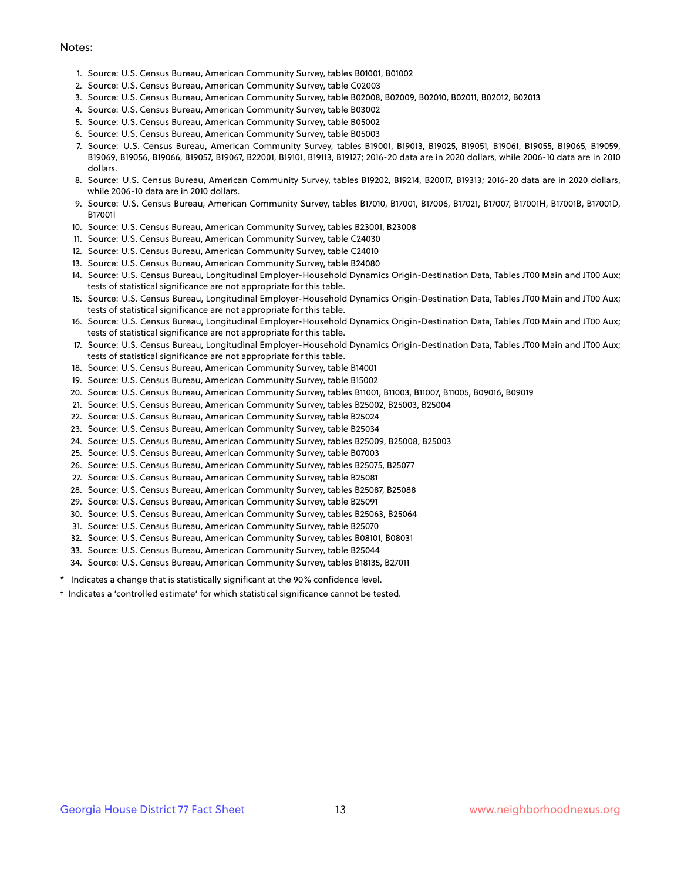Notes:

1. Source: U.S. Census Bureau, American Community Survey, tables B01001, B01002
2. Source: U.S. Census Bureau, American Community Survey, table C02003
3. Source: U.S. Census Bureau, American Community Survey, table B02008, B02009, B02010, B02011, B02012, B02013
4. Source: U.S. Census Bureau, American Community Survey, table B03002
5. Source: U.S. Census Bureau, American Community Survey, table B05002
6. Source: U.S. Census Bureau, American Community Survey, table B05003
7. Source: U.S. Census Bureau, American Community Survey, tables B19001, B19013, B19025, B19051, B19061, B19055, B19065, B19059, B19069, B19056, B19066, B19057, B19067, B22001, B19101, B19113, B19127; 2016-20 data are in 2020 dollars, while 2006-10 data are in 2010 dollars.
8. Source: U.S. Census Bureau, American Community Survey, tables B19202, B19214, B20017, B19313; 2016-20 data are in 2020 dollars, while 2006-10 data are in 2010 dollars.
9. Source: U.S. Census Bureau, American Community Survey, tables B17010, B17001, B17006, B17021, B17007, B17001H, B17001B, B17001D, B17001I
10. Source: U.S. Census Bureau, American Community Survey, tables B23001, B23008
11. Source: U.S. Census Bureau, American Community Survey, table C24030
12. Source: U.S. Census Bureau, American Community Survey, table C24010
13. Source: U.S. Census Bureau, American Community Survey, table B24080
14. Source: U.S. Census Bureau, Longitudinal Employer-Household Dynamics Origin-Destination Data, Tables JT00 Main and JT00 Aux; tests of statistical significance are not appropriate for this table.
15. Source: U.S. Census Bureau, Longitudinal Employer-Household Dynamics Origin-Destination Data, Tables JT00 Main and JT00 Aux; tests of statistical significance are not appropriate for this table.
16. Source: U.S. Census Bureau, Longitudinal Employer-Household Dynamics Origin-Destination Data, Tables JT00 Main and JT00 Aux; tests of statistical significance are not appropriate for this table.
17. Source: U.S. Census Bureau, Longitudinal Employer-Household Dynamics Origin-Destination Data, Tables JT00 Main and JT00 Aux; tests of statistical significance are not appropriate for this table.
18. Source: U.S. Census Bureau, American Community Survey, table B14001
19. Source: U.S. Census Bureau, American Community Survey, table B15002
20. Source: U.S. Census Bureau, American Community Survey, tables B11001, B11003, B11007, B11005, B09016, B09019
21. Source: U.S. Census Bureau, American Community Survey, tables B25002, B25003, B25004
22. Source: U.S. Census Bureau, American Community Survey, table B25024
23. Source: U.S. Census Bureau, American Community Survey, table B25034
24. Source: U.S. Census Bureau, American Community Survey, tables B25009, B25008, B25003
25. Source: U.S. Census Bureau, American Community Survey, table B07003
26. Source: U.S. Census Bureau, American Community Survey, tables B25075, B25077
27. Source: U.S. Census Bureau, American Community Survey, table B25081
28. Source: U.S. Census Bureau, American Community Survey, tables B25087, B25088
29. Source: U.S. Census Bureau, American Community Survey, table B25091
30. Source: U.S. Census Bureau, American Community Survey, tables B25063, B25064
31. Source: U.S. Census Bureau, American Community Survey, table B25070
32. Source: U.S. Census Bureau, American Community Survey, tables B08101, B08031
33. Source: U.S. Census Bureau, American Community Survey, table B25044
34. Source: U.S. Census Bureau, American Community Survey, tables B18135, B27011

\* Indicates a change that is statistically significant at the 90% confidence level.

† Indicates a 'controlled estimate' for which statistical significance cannot be tested.